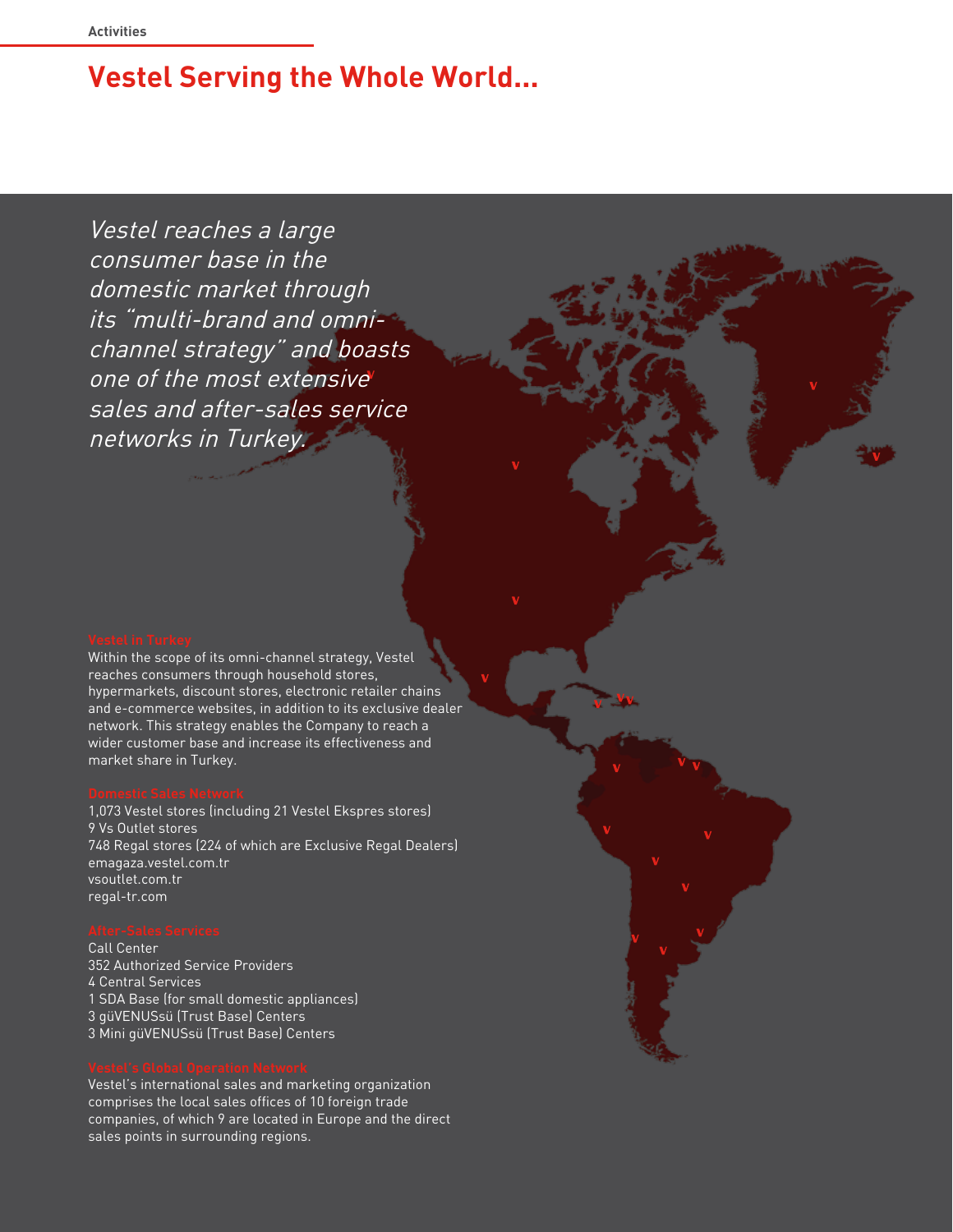Activities

# Vestel Serving the Whole World...

*Vestel reaches a large consumer base in the domestic market through its "multi-brand and omni-channel strategy" and boasts one of the most extensive sales and after-sales service networks in Turkey.*

### Vestel in Turkey

Within the scope of its omni-channel strategy, Vestel reaches consumers through household stores, hypermarkets, discount stores, electronic retailer chains and e-commerce websites, in addition to its exclusive dealer network. This strategy enables the Company to reach a wider customer base and increase its effectiveness and market share in Turkey.

### Domestic Sales Network

1,073 Vestel stores (including 21 Vestel Ekspres stores)
9 Vs Outlet stores
748 Regal stores (224 of which are Exclusive Regal Dealers)
emagaza.vestel.com.tr
vsoutlet.com.tr
regal-tr.com

### After-Sales Services

Call Center
352 Authorized Service Providers
4 Central Services
1 SDA Base (for small domestic appliances)
3 güVENUSsü (Trust Base) Centers
3 Mini güVENUSsü (Trust Base) Centers

### Vestel's Global Operation Network

Vestel's international sales and marketing organization comprises the local sales offices of 10 foreign trade companies, of which 9 are located in Europe and the direct sales points in surrounding regions.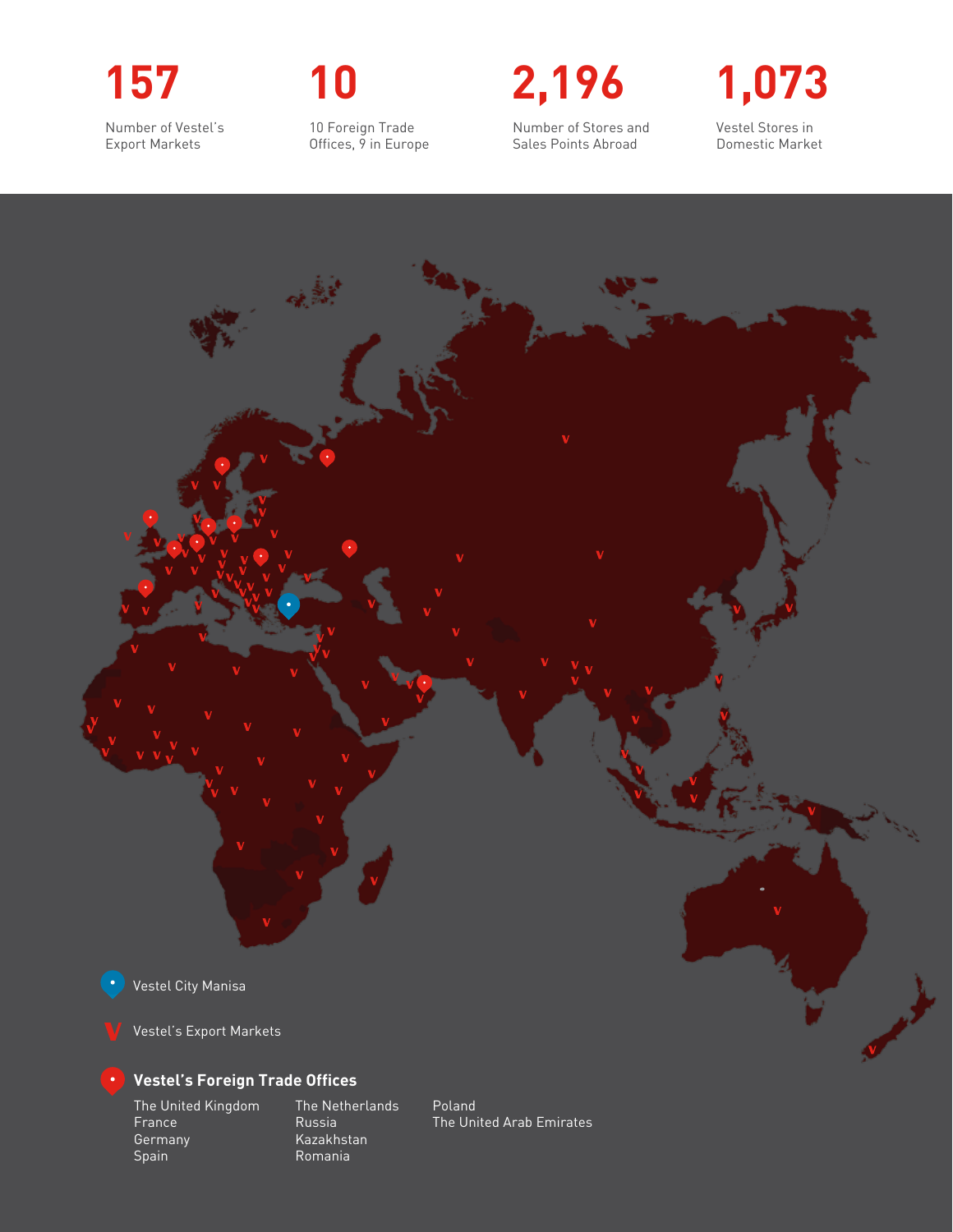**157**

Number of Vestel's Export Markets

**10**

10 Foreign Trade Offices, 9 in Europe

**2,196**

Number of Stores and Sales Points Abroad

**1,073**

Vestel Stores in Domestic Market

Vestel City Manisa

Vestel's Export Markets

**Vestel's Foreign Trade Offices**

- The United Kingdom
- France
- Germany
- Spain
- The Netherlands
- Russia
- Kazakhstan
- Romania
- Poland
- The United Arab Emirates